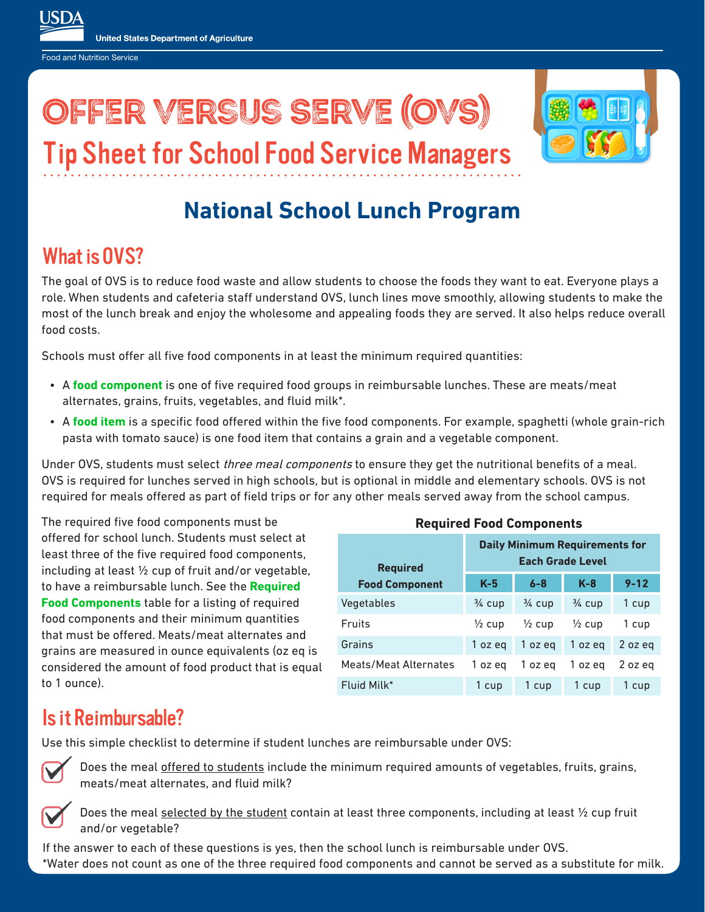United States Department of Agriculture

Food and Nutrition Service

# Offer Versus Serve (OVS)

## Tip Sheet for School Food Service Managers

## National School Lunch Program

## What is OVS?

The goal of OVS is to reduce food waste and allow students to choose the foods they want to eat. Everyone plays a role. When students and cafeteria staff understand OVS, lunch lines move smoothly, allowing students to make the most of the lunch break and enjoy the wholesome and appealing foods they are served. It also helps reduce overall food costs.

Schools must offer all five food components in at least the minimum required quantities:

- A **food component** is one of five required food groups in reimbursable lunches. These are meats/meat alternates, grains, fruits, vegetables, and fluid milk*.
- A **food item** is a specific food offered within the five food components. For example, spaghetti (whole grain-rich pasta with tomato sauce) is one food item that contains a grain and a vegetable component.

Under OVS, students must select *three meal components* to ensure they get the nutritional benefits of a meal. OVS is required for lunches served in high schools, but is optional in middle and elementary schools. OVS is not required for meals offered as part of field trips or for any other meals served away from the school campus.

The required five food components must be offered for school lunch. Students must select at least three of the five required food components, including at least ½ cup of fruit and/or vegetable, to have a reimbursable lunch. See the **Required Food Components** table for a listing of required food components and their minimum quantities that must be offered. Meats/meat alternates and grains are measured in ounce equivalents (oz eq is considered the amount of food product that is equal to 1 ounce).

**Required Food Components**

| Required Food Component | Daily Minimum Requirements for Each Grade Level | | | |
|---|---|---|---|---|
| | K-5 | 6-8 | K-8 | 9-12 |
| Vegetables | ¾ cup | ¾ cup | ¾ cup | 1 cup |
| Fruits | ½ cup | ½ cup | ½ cup | 1 cup |
| Grains | 1 oz eq | 1 oz eq | 1 oz eq | 2 oz eq |
| Meats/Meat Alternates | 1 oz eq | 1 oz eq | 1 oz eq | 2 oz eq |
| Fluid Milk* | 1 cup | 1 cup | 1 cup | 1 cup |

## Is it Reimbursable?

Use this simple checklist to determine if student lunches are reimbursable under OVS:

- ☑ Does the meal offered to students include the minimum required amounts of vegetables, fruits, grains, meats/meat alternates, and fluid milk?
- ☑ Does the meal selected by the student contain at least three components, including at least ½ cup fruit and/or vegetable?

If the answer to each of these questions is yes, then the school lunch is reimbursable under OVS.

*Water does not count as one of the three required food components and cannot be served as a substitute for milk.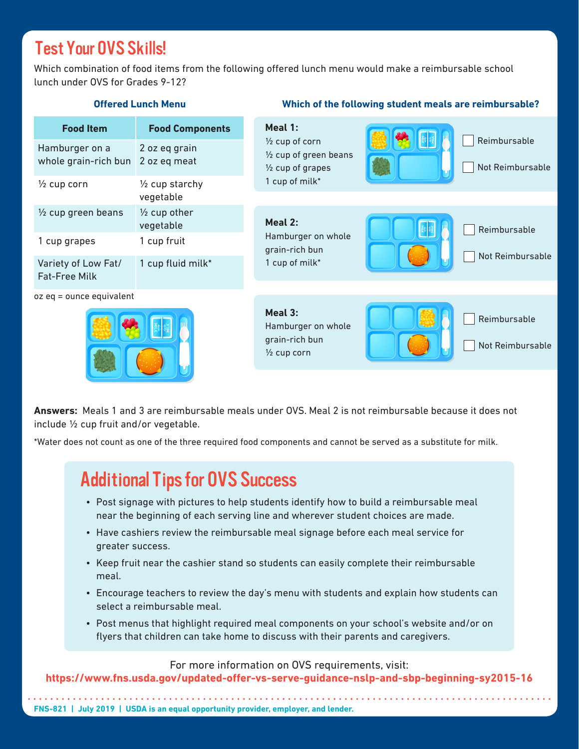# Test Your OVS Skills!

Which combination of food items from the following offered lunch menu would make a reimbursable school lunch under OVS for Grades 9-12?

### Offered Lunch Menu

| Food Item | Food Components |
|---|---|
| Hamburger on a whole grain-rich bun | 2 oz eq grain<br>2 oz eq meat |
| ½ cup corn | ½ cup starchy vegetable |
| ½ cup green beans | ½ cup other vegetable |
| 1 cup grapes | 1 cup fruit |
| Variety of Low Fat/ Fat-Free Milk | 1 cup fluid milk* |

oz eq = ounce equivalent

### Which of the following student meals are reimbursable?

**Meal 1:**
½ cup of corn
½ cup of green beans
½ cup of grapes
1 cup of milk*

☐ Reimbursable
☐ Not Reimbursable

**Meal 2:**
Hamburger on whole grain-rich bun
1 cup of milk*

☐ Reimbursable
☐ Not Reimbursable

**Meal 3:**
Hamburger on whole grain-rich bun
½ cup corn

☐ Reimbursable
☐ Not Reimbursable

**Answers:** Meals 1 and 3 are reimbursable meals under OVS. Meal 2 is not reimbursable because it does not include ½ cup fruit and/or vegetable.

*Water does not count as one of the three required food components and cannot be served as a substitute for milk.

## Additional Tips for OVS Success

- Post signage with pictures to help students identify how to build a reimbursable meal near the beginning of each serving line and wherever student choices are made.
- Have cashiers review the reimbursable meal signage before each meal service for greater success.
- Keep fruit near the cashier stand so students can easily complete their reimbursable meal.
- Encourage teachers to review the day's menu with students and explain how students can select a reimbursable meal.
- Post menus that highlight required meal components on your school's website and/or on flyers that children can take home to discuss with their parents and caregivers.

For more information on OVS requirements, visit:
**https://www.fns.usda.gov/updated-offer-vs-serve-guidance-nslp-and-sbp-beginning-sy2015-16**

FNS-821 | July 2019 | USDA is an equal opportunity provider, employer, and lender.